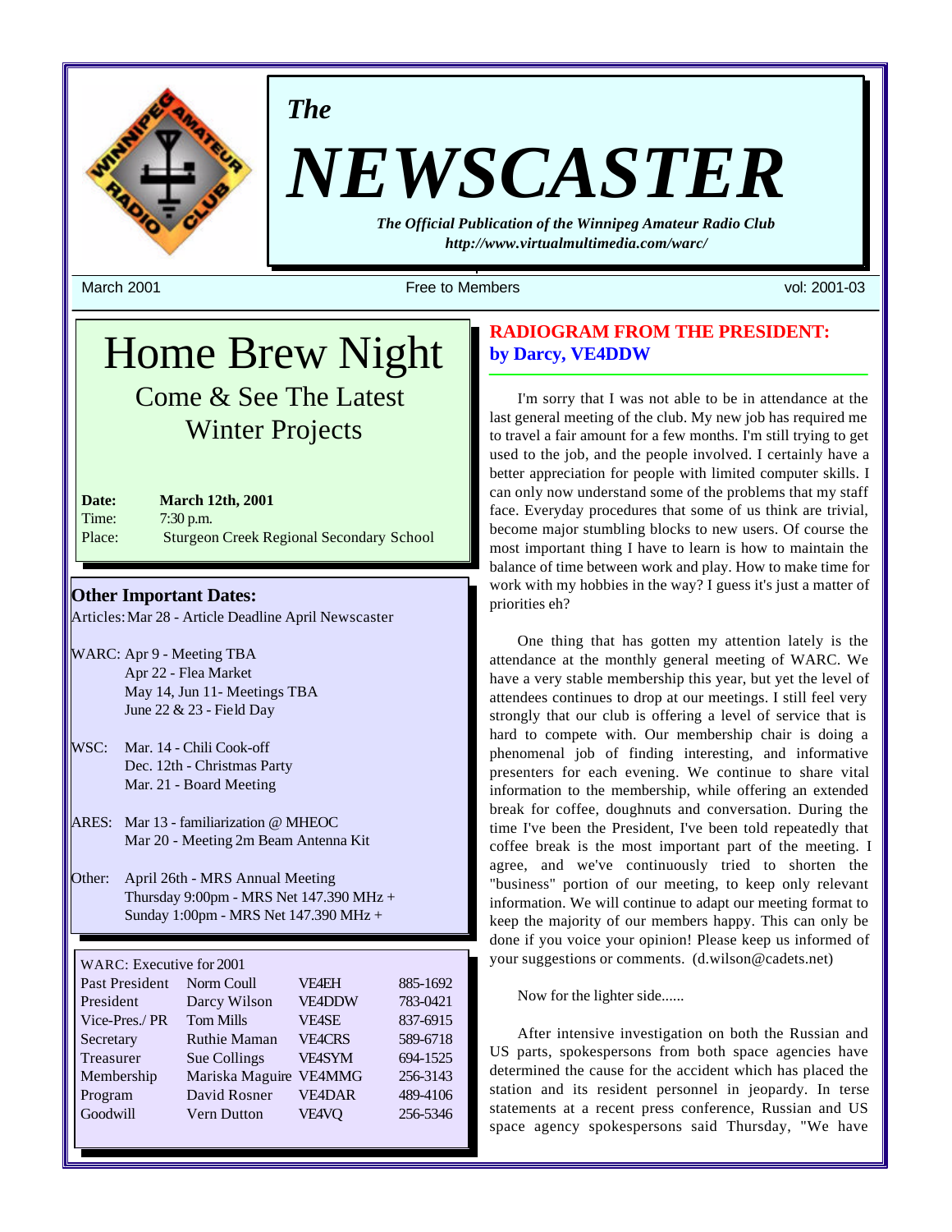*The*

# NEWSCASTER

***The Official Publication of the Winnipeg Amateur Radio Club***
***http://www.virtualmultimedia.com/warc/***

March 2001 | Free to Members | vol: 2001-03

# Home Brew Night

Come & See The Latest Winter Projects

**Date:** **March 12th, 2001**
Time: 7:30 p.m.
Place: Sturgeon Creek Regional Secondary School

## Other Important Dates:

Articles: Mar 28 - Article Deadline April Newscaster

WARC: Apr 9 - Meeting TBA
Apr 22 - Flea Market
May 14, Jun 11- Meetings TBA
June 22 & 23 - Field Day

WSC: Mar. 14 - Chili Cook-off
Dec. 12th - Christmas Party
Mar. 21 - Board Meeting

ARES: Mar 13 - familiarization @ MHEOC
Mar 20 - Meeting 2m Beam Antenna Kit

Other: April 26th - MRS Annual Meeting
Thursday 9:00pm - MRS Net 147.390 MHz +
Sunday 1:00pm - MRS Net 147.390 MHz +

WARC: Executive for 2001

| Position | Name | Call | Phone |
|---|---|---|---|
| Past President | Norm Coull | VE4EH | 885-1692 |
| President | Darcy Wilson | VE4DDW | 783-0421 |
| Vice-Pres./ PR | Tom Mills | VE4SE | 837-6915 |
| Secretary | Ruthie Maman | VE4CRS | 589-6718 |
| Treasurer | Sue Collings | VE4SYM | 694-1525 |
| Membership | Mariska Maguire | VE4MMG | 256-3143 |
| Program | David Rosner | VE4DAR | 489-4106 |
| Goodwill | Vern Dutton | VE4VQ | 256-5346 |

## RADIOGRAM FROM THE PRESIDENT:
**by Darcy, VE4DDW**

I'm sorry that I was not able to be in attendance at the last general meeting of the club. My new job has required me to travel a fair amount for a few months. I'm still trying to get used to the job, and the people involved. I certainly have a better appreciation for people with limited computer skills. I can only now understand some of the problems that my staff face. Everyday procedures that some of us think are trivial, become major stumbling blocks to new users. Of course the most important thing I have to learn is how to maintain the balance of time between work and play. How to make time for work with my hobbies in the way? I guess it's just a matter of priorities eh?

One thing that has gotten my attention lately is the attendance at the monthly general meeting of WARC. We have a very stable membership this year, but yet the level of attendees continues to drop at our meetings. I still feel very strongly that our club is offering a level of service that is hard to compete with. Our membership chair is doing a phenomenal job of finding interesting, and informative presenters for each evening. We continue to share vital information to the membership, while offering an extended break for coffee, doughnuts and conversation. During the time I've been the President, I've been told repeatedly that coffee break is the most important part of the meeting. I agree, and we've continuously tried to shorten the "business" portion of our meeting, to keep only relevant information. We will continue to adapt our meeting format to keep the majority of our members happy. This can only be done if you voice your opinion! Please keep us informed of your suggestions or comments. (d.wilson@cadets.net)

Now for the lighter side......

After intensive investigation on both the Russian and US parts, spokespersons from both space agencies have determined the cause for the accident which has placed the station and its resident personnel in jeopardy. In terse statements at a recent press conference, Russian and US space agency spokespersons said Thursday, "We have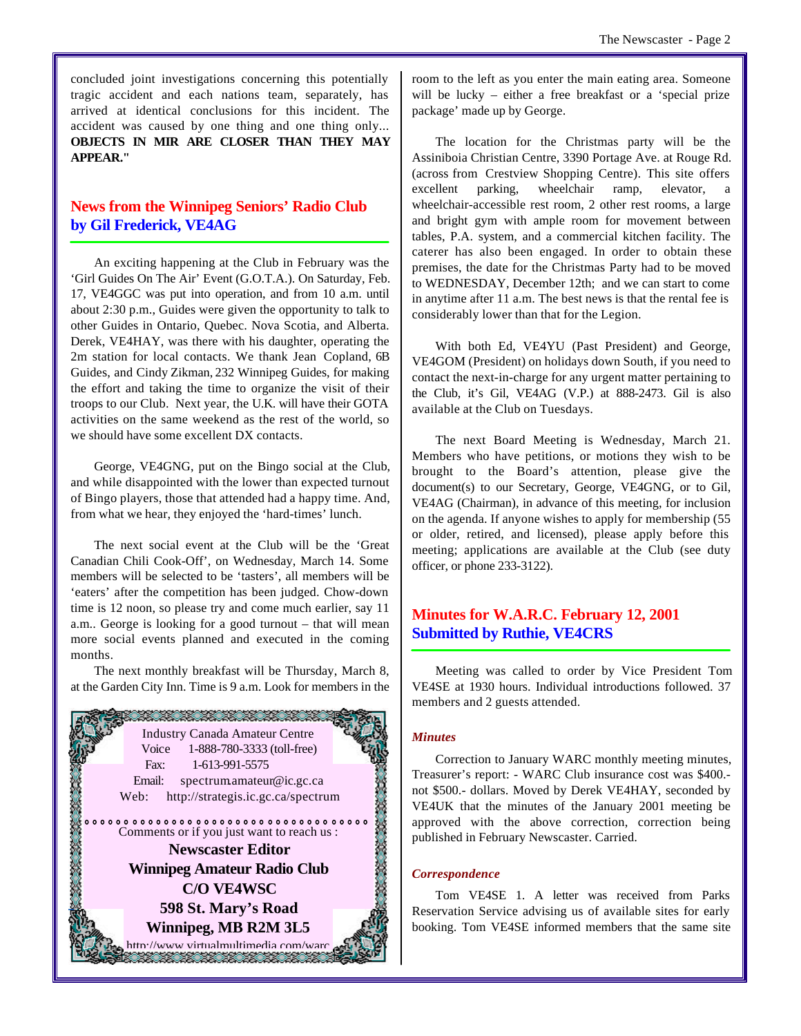concluded joint investigations concerning this potentially tragic accident and each nations team, separately, has arrived at identical conclusions for this incident. The accident was caused by one thing and one thing only... **OBJECTS IN MIR ARE CLOSER THAN THEY MAY APPEAR."**

## News from the Winnipeg Seniors' Radio Club
## by Gil Frederick, VE4AG

An exciting happening at the Club in February was the 'Girl Guides On The Air' Event (G.O.T.A.). On Saturday, Feb. 17, VE4GGC was put into operation, and from 10 a.m. until about 2:30 p.m., Guides were given the opportunity to talk to other Guides in Ontario, Quebec. Nova Scotia, and Alberta. Derek, VE4HAY, was there with his daughter, operating the 2m station for local contacts. We thank Jean Copland, 6B Guides, and Cindy Zikman, 232 Winnipeg Guides, for making the effort and taking the time to organize the visit of their troops to our Club. Next year, the U.K. will have their GOTA activities on the same weekend as the rest of the world, so we should have some excellent DX contacts.

George, VE4GNG, put on the Bingo social at the Club, and while disappointed with the lower than expected turnout of Bingo players, those that attended had a happy time. And, from what we hear, they enjoyed the 'hard-times' lunch.

The next social event at the Club will be the 'Great Canadian Chili Cook-Off', on Wednesday, March 14. Some members will be selected to be 'tasters', all members will be 'eaters' after the competition has been judged. Chow-down time is 12 noon, so please try and come much earlier, say 11 a.m.. George is looking for a good turnout – that will mean more social events planned and executed in the coming months.

The next monthly breakfast will be Thursday, March 8, at the Garden City Inn. Time is 9 a.m. Look for members in the room to the left as you enter the main eating area. Someone will be lucky – either a free breakfast or a 'special prize package' made up by George.

Industry Canada Amateur Centre
Voice 1-888-780-3333 (toll-free)
Fax: 1-613-991-5575
Email: spectrum.amateur@ic.gc.ca
Web: http://strategis.ic.gc.ca/spectrum

Comments or if you just want to reach us :

**Newscaster Editor**
**Winnipeg Amateur Radio Club**
**C/O VE4WSC**
**598 St. Mary's Road**
**Winnipeg, MB R2M 3L5**
http://www.virtualmultimedia.com/warc

The location for the Christmas party will be the Assiniboia Christian Centre, 3390 Portage Ave. at Rouge Rd. (across from Crestview Shopping Centre). This site offers excellent parking, wheelchair ramp, elevator, a wheelchair-accessible rest room, 2 other rest rooms, a large and bright gym with ample room for movement between tables, P.A. system, and a commercial kitchen facility. The caterer has also been engaged. In order to obtain these premises, the date for the Christmas Party had to be moved to WEDNESDAY, December 12th; and we can start to come in anytime after 11 a.m. The best news is that the rental fee is considerably lower than that for the Legion.

With both Ed, VE4YU (Past President) and George, VE4GOM (President) on holidays down South, if you need to contact the next-in-charge for any urgent matter pertaining to the Club, it's Gil, VE4AG (V.P.) at 888-2473. Gil is also available at the Club on Tuesdays.

The next Board Meeting is Wednesday, March 21. Members who have petitions, or motions they wish to be brought to the Board's attention, please give the document(s) to our Secretary, George, VE4GNG, or to Gil, VE4AG (Chairman), in advance of this meeting, for inclusion on the agenda. If anyone wishes to apply for membership (55 or older, retired, and licensed), please apply before this meeting; applications are available at the Club (see duty officer, or phone 233-3122).

## Minutes for W.A.R.C. February 12, 2001
## Submitted by Ruthie, VE4CRS

Meeting was called to order by Vice President Tom VE4SE at 1930 hours. Individual introductions followed. 37 members and 2 guests attended.

### *Minutes*

Correction to January WARC monthly meeting minutes, Treasurer's report: - WARC Club insurance cost was $400.- not $500.- dollars. Moved by Derek VE4HAY, seconded by VE4UK that the minutes of the January 2001 meeting be approved with the above correction, correction being published in February Newscaster. Carried.

### *Correspondence*

Tom VE4SE 1. A letter was received from Parks Reservation Service advising us of available sites for early booking. Tom VE4SE informed members that the same site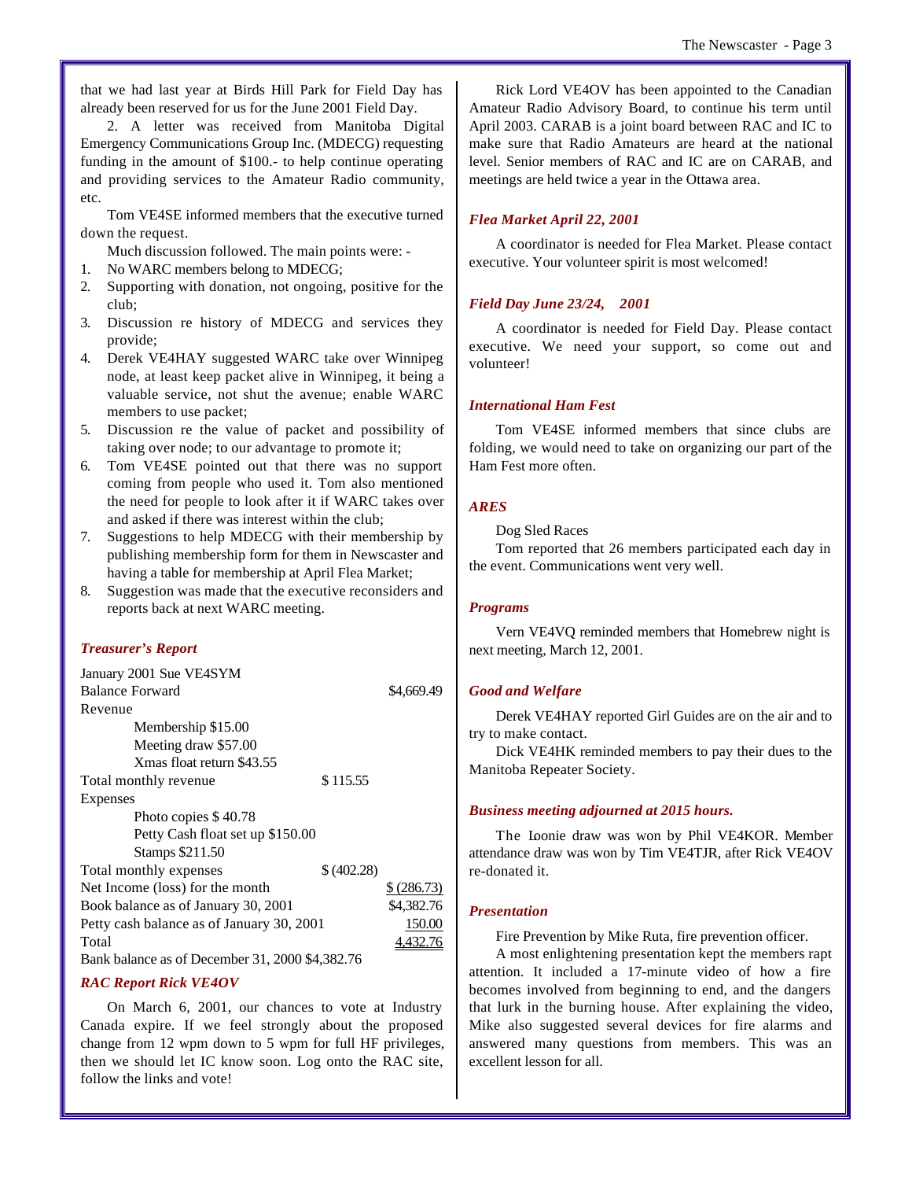that we had last year at Birds Hill Park for Field Day has already been reserved for us for the June 2001 Field Day.

2. A letter was received from Manitoba Digital Emergency Communications Group Inc. (MDECG) requesting funding in the amount of $100.- to help continue operating and providing services to the Amateur Radio community, etc.

Tom VE4SE informed members that the executive turned down the request.

Much discussion followed. The main points were: -

1. No WARC members belong to MDECG;
2. Supporting with donation, not ongoing, positive for the club;
3. Discussion re history of MDECG and services they provide;
4. Derek VE4HAY suggested WARC take over Winnipeg node, at least keep packet alive in Winnipeg, it being a valuable service, not shut the avenue; enable WARC members to use packet;
5. Discussion re the value of packet and possibility of taking over node; to our advantage to promote it;
6. Tom VE4SE pointed out that there was no support coming from people who used it. Tom also mentioned the need for people to look after it if WARC takes over and asked if there was interest within the club;
7. Suggestions to help MDECG with their membership by publishing membership form for them in Newscaster and having a table for membership at April Flea Market;
8. Suggestion was made that the executive reconsiders and reports back at next WARC meeting.

### *Treasurer's Report*

January 2001 Sue VE4SYM

| | | |
|---|---|---|
| Balance Forward | | $4,669.49 |
| Revenue | | |
| Membership $15.00 | | |
| Meeting draw $57.00 | | |
| Xmas float return $43.55 | | |
| Total monthly revenue | $ 115.55 | |
| Expenses | | |
| Photo copies $ 40.78 | | |
| Petty Cash float set up $150.00 | | |
| Stamps $211.50 | | |
| Total monthly expenses | $ (402.28) | |
| Net Income (loss) for the month | | $ (286.73) |
| Book balance as of January 30, 2001 | | $4,382.76 |
| Petty cash balance as of January 30, 2001 | | 150.00 |
| Total | | 4,432.76 |

Bank balance as of December 31, 2000 $4,382.76

### *RAC Report Rick VE4OV*

On March 6, 2001, our chances to vote at Industry Canada expire. If we feel strongly about the proposed change from 12 wpm down to 5 wpm for full HF privileges, then we should let IC know soon. Log onto the RAC site, follow the links and vote!

Rick Lord VE4OV has been appointed to the Canadian Amateur Radio Advisory Board, to continue his term until April 2003. CARAB is a joint board between RAC and IC to make sure that Radio Amateurs are heard at the national level. Senior members of RAC and IC are on CARAB, and meetings are held twice a year in the Ottawa area.

### *Flea Market April 22, 2001*

A coordinator is needed for Flea Market. Please contact executive. Your volunteer spirit is most welcomed!

### *Field Day June 23/24, 2001*

A coordinator is needed for Field Day. Please contact executive. We need your support, so come out and volunteer!

### *International Ham Fest*

Tom VE4SE informed members that since clubs are folding, we would need to take on organizing our part of the Ham Fest more often.

### *ARES*

Dog Sled Races

Tom reported that 26 members participated each day in the event. Communications went very well.

### *Programs*

Vern VE4VQ reminded members that Homebrew night is next meeting, March 12, 2001.

### *Good and Welfare*

Derek VE4HAY reported Girl Guides are on the air and to try to make contact.

Dick VE4HK reminded members to pay their dues to the Manitoba Repeater Society.

### *Business meeting adjourned at 2015 hours.*

The Loonie draw was won by Phil VE4KOR. Member attendance draw was won by Tim VE4TJR, after Rick VE4OV re-donated it.

### *Presentation*

Fire Prevention by Mike Ruta, fire prevention officer.

A most enlightening presentation kept the members rapt attention. It included a 17-minute video of how a fire becomes involved from beginning to end, and the dangers that lurk in the burning house. After explaining the video, Mike also suggested several devices for fire alarms and answered many questions from members. This was an excellent lesson for all.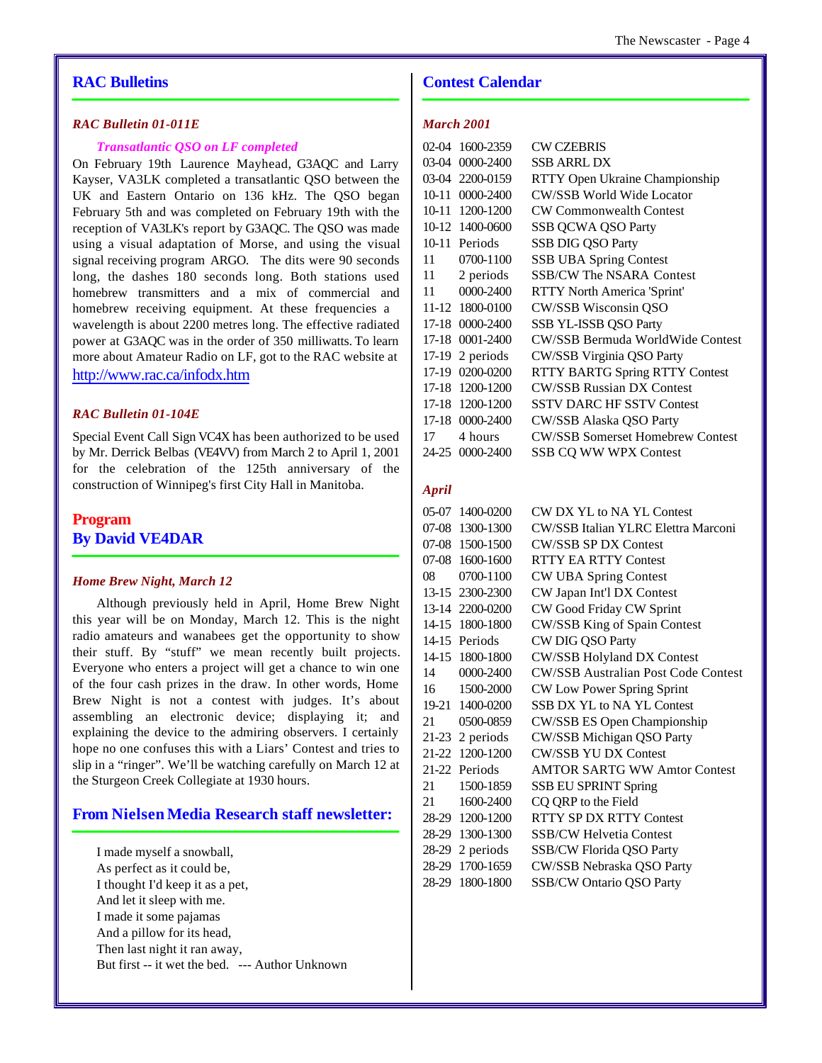## RAC Bulletins

### *RAC Bulletin 01-011E*

*Transatlantic QSO on LF completed*

On February 19th Laurence Mayhead, G3AQC and Larry Kayser, VA3LK completed a transatlantic QSO between the UK and Eastern Ontario on 136 kHz. The QSO began February 5th and was completed on February 19th with the reception of VA3LK's report by G3AQC. The QSO was made using a visual adaptation of Morse, and using the visual signal receiving program ARGO. The dits were 90 seconds long, the dashes 180 seconds long. Both stations used homebrew transmitters and a mix of commercial and homebrew receiving equipment. At these frequencies a wavelength is about 2200 metres long. The effective radiated power at G3AQC was in the order of 350 milliwatts. To learn more about Amateur Radio on LF, got to the RAC website at http://www.rac.ca/infodx.htm

### *RAC Bulletin 01-104E*

Special Event Call Sign VC4X has been authorized to be used by Mr. Derrick Belbas (VE4VV) from March 2 to April 1, 2001 for the celebration of the 125th anniversary of the construction of Winnipeg's first City Hall in Manitoba.

## Program
## By David VE4DAR

### *Home Brew Night, March 12*

Although previously held in April, Home Brew Night this year will be on Monday, March 12. This is the night radio amateurs and wanabees get the opportunity to show their stuff. By “stuff” we mean recently built projects. Everyone who enters a project will get a chance to win one of the four cash prizes in the draw. In other words, Home Brew Night is not a contest with judges. It’s about assembling an electronic device; displaying it; and explaining the device to the admiring observers. I certainly hope no one confuses this with a Liars’ Contest and tries to slip in a “ringer”. We’ll be watching carefully on March 12 at the Sturgeon Creek Collegiate at 1930 hours.

## From Nielsen Media Research staff newsletter:

I made myself a snowball,
As perfect as it could be,
I thought I'd keep it as a pet,
And let it sleep with me.
I made it some pajamas
And a pillow for its head,
Then last night it ran away,
But first -- it wet the bed. --- Author Unknown

## Contest Calendar

### *March 2001*

| | | |
|---|---|---|
| 02-04 | 1600-2359 | CW CZEBRIS |
| 03-04 | 0000-2400 | SSB ARRL DX |
| 03-04 | 2200-0159 | RTTY Open Ukraine Championship |
| 10-11 | 0000-2400 | CW/SSB World Wide Locator |
| 10-11 | 1200-1200 | CW Commonwealth Contest |
| 10-12 | 1400-0600 | SSB QCWA QSO Party |
| 10-11 | Periods | SSB DIG QSO Party |
| 11 | 0700-1100 | SSB UBA Spring Contest |
| 11 | 2 periods | SSB/CW The NSARA Contest |
| 11 | 0000-2400 | RTTY North America 'Sprint' |
| 11-12 | 1800-0100 | CW/SSB Wisconsin QSO |
| 17-18 | 0000-2400 | SSB YL-ISSB QSO Party |
| 17-18 | 0001-2400 | CW/SSB Bermuda WorldWide Contest |
| 17-19 | 2 periods | CW/SSB Virginia QSO Party |
| 17-19 | 0200-0200 | RTTY BARTG Spring RTTY Contest |
| 17-18 | 1200-1200 | CW/SSB Russian DX Contest |
| 17-18 | 1200-1200 | SSTV DARC HF SSTV Contest |
| 17-18 | 0000-2400 | CW/SSB Alaska QSO Party |
| 17 | 4 hours | CW/SSB Somerset Homebrew Contest |
| 24-25 | 0000-2400 | SSB CQ WW WPX Contest |

### *April*

| | | |
|---|---|---|
| 05-07 | 1400-0200 | CW DX YL to NA YL Contest |
| 07-08 | 1300-1300 | CW/SSB Italian YLRC Elettra Marconi |
| 07-08 | 1500-1500 | CW/SSB SP DX Contest |
| 07-08 | 1600-1600 | RTTY EA RTTY Contest |
| 08 | 0700-1100 | CW UBA Spring Contest |
| 13-15 | 2300-2300 | CW Japan Int'l DX Contest |
| 13-14 | 2200-0200 | CW Good Friday CW Sprint |
| 14-15 | 1800-1800 | CW/SSB King of Spain Contest |
| 14-15 | Periods | CW DIG QSO Party |
| 14-15 | 1800-1800 | CW/SSB Holyland DX Contest |
| 14 | 0000-2400 | CW/SSB Australian Post Code Contest |
| 16 | 1500-2000 | CW Low Power Spring Sprint |
| 19-21 | 1400-0200 | SSB DX YL to NA YL Contest |
| 21 | 0500-0859 | CW/SSB ES Open Championship |
| 21-23 | 2 periods | CW/SSB Michigan QSO Party |
| 21-22 | 1200-1200 | CW/SSB YU DX Contest |
| 21-22 | Periods | AMTOR SARTG WW Amtor Contest |
| 21 | 1500-1859 | SSB EU SPRINT Spring |
| 21 | 1600-2400 | CQ QRP to the Field |
| 28-29 | 1200-1200 | RTTY SP DX RTTY Contest |
| 28-29 | 1300-1300 | SSB/CW Helvetia Contest |
| 28-29 | 2 periods | SSB/CW Florida QSO Party |
| 28-29 | 1700-1659 | CW/SSB Nebraska QSO Party |
| 28-29 | 1800-1800 | SSB/CW Ontario QSO Party |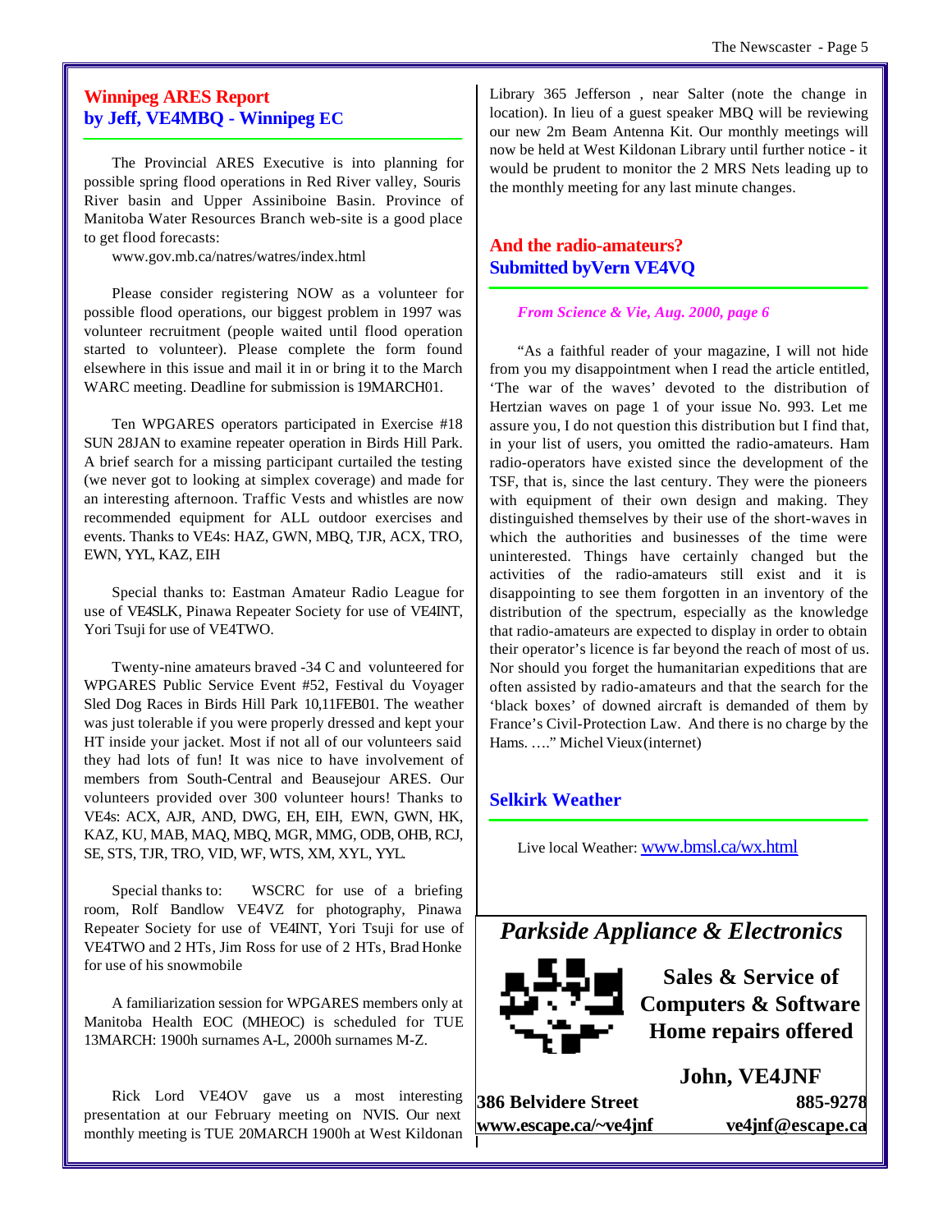## Winnipeg ARES Report
## by Jeff, VE4MBQ - Winnipeg EC

The Provincial ARES Executive is into planning for possible spring flood operations in Red River valley, Souris River basin and Upper Assiniboine Basin. Province of Manitoba Water Resources Branch web-site is a good place to get flood forecasts:

www.gov.mb.ca/natres/watres/index.html

Please consider registering NOW as a volunteer for possible flood operations, our biggest problem in 1997 was volunteer recruitment (people waited until flood operation started to volunteer). Please complete the form found elsewhere in this issue and mail it in or bring it to the March WARC meeting. Deadline for submission is 19MARCH01.

Ten WPGARES operators participated in Exercise #18 SUN 28JAN to examine repeater operation in Birds Hill Park. A brief search for a missing participant curtailed the testing (we never got to looking at simplex coverage) and made for an interesting afternoon. Traffic Vests and whistles are now recommended equipment for ALL outdoor exercises and events. Thanks to VE4s: HAZ, GWN, MBQ, TJR, ACX, TRO, EWN, YYL, KAZ, EIH

Special thanks to: Eastman Amateur Radio League for use of VE4SLK, Pinawa Repeater Society for use of VE4INT, Yori Tsuji for use of VE4TWO.

Twenty-nine amateurs braved -34 C and volunteered for WPGARES Public Service Event #52, Festival du Voyager Sled Dog Races in Birds Hill Park 10,11FEB01. The weather was just tolerable if you were properly dressed and kept your HT inside your jacket. Most if not all of our volunteers said they had lots of fun! It was nice to have involvement of members from South-Central and Beausejour ARES. Our volunteers provided over 300 volunteer hours! Thanks to VE4s: ACX, AJR, AND, DWG, EH, EIH, EWN, GWN, HK, KAZ, KU, MAB, MAQ, MBQ, MGR, MMG, ODB, OHB, RCJ, SE, STS, TJR, TRO, VID, WF, WTS, XM, XYL, YYL.

Special thanks to: WSCRC for use of a briefing room, Rolf Bandlow VE4VZ for photography, Pinawa Repeater Society for use of VE4INT, Yori Tsuji for use of VE4TWO and 2 HTs, Jim Ross for use of 2 HTs, Brad Honke for use of his snowmobile

A familiarization session for WPGARES members only at Manitoba Health EOC (MHEOC) is scheduled for TUE 13MARCH: 1900h surnames A-L, 2000h surnames M-Z.

Rick Lord VE4OV gave us a most interesting presentation at our February meeting on NVIS. Our next monthly meeting is TUE 20MARCH 1900h at West Kildonan Library 365 Jefferson , near Salter (note the change in location). In lieu of a guest speaker MBQ will be reviewing our new 2m Beam Antenna Kit. Our monthly meetings will now be held at West Kildonan Library until further notice - it would be prudent to monitor the 2 MRS Nets leading up to the monthly meeting for any last minute changes.

## And the radio-amateurs?
## Submitted byVern VE4VQ

*From Science & Vie, Aug. 2000, page 6*

"As a faithful reader of your magazine, I will not hide from you my disappointment when I read the article entitled, 'The war of the waves' devoted to the distribution of Hertzian waves on page 1 of your issue No. 993. Let me assure you, I do not question this distribution but I find that, in your list of users, you omitted the radio-amateurs. Ham radio-operators have existed since the development of the TSF, that is, since the last century. They were the pioneers with equipment of their own design and making. They distinguished themselves by their use of the short-waves in which the authorities and businesses of the time were uninterested. Things have certainly changed but the activities of the radio-amateurs still exist and it is disappointing to see them forgotten in an inventory of the distribution of the spectrum, especially as the knowledge that radio-amateurs are expected to display in order to obtain their operator's licence is far beyond the reach of most of us. Nor should you forget the humanitarian expeditions that are often assisted by radio-amateurs and that the search for the 'black boxes' of downed aircraft is demanded of them by France's Civil-Protection Law. And there is no charge by the Hams. …." Michel Vieux(internet)

## Selkirk Weather

Live local Weather: www.bmsl.ca/wx.html

---

***Parkside Appliance & Electronics***

**Sales & Service of Computers & Software Home repairs offered**

**John, VE4JNF**

**386 Belvidere Street** — **885-9278**

**www.escape.ca/~ve4jnf** — **ve4jnf@escape.ca**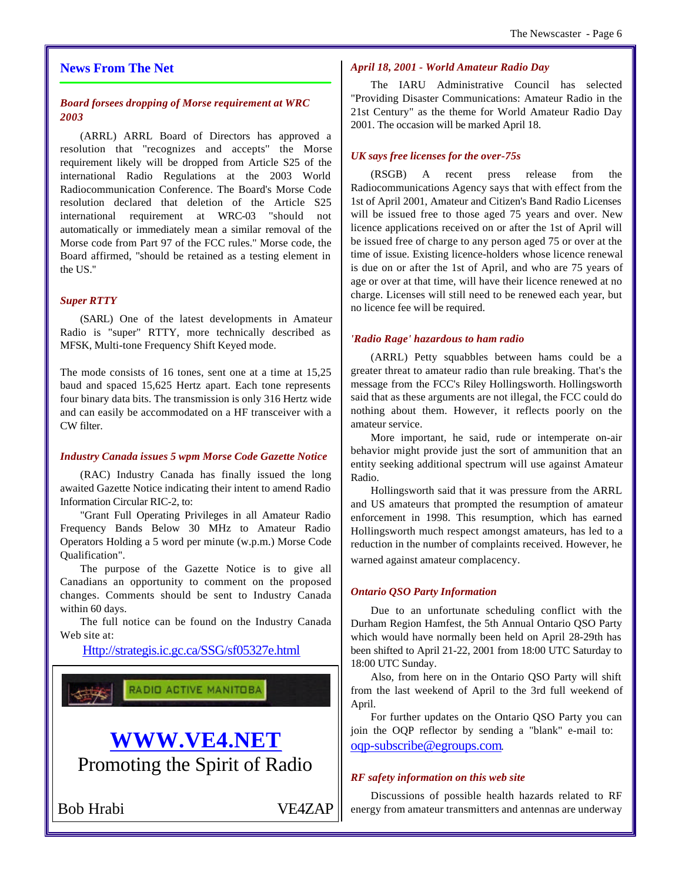## News From The Net

### *Board forsees dropping of Morse requirement at WRC 2003*

(ARRL) ARRL Board of Directors has approved a resolution that "recognizes and accepts" the Morse requirement likely will be dropped from Article S25 of the international Radio Regulations at the 2003 World Radiocommunication Conference. The Board's Morse Code resolution declared that deletion of the Article S25 international requirement at WRC-03 "should not automatically or immediately mean a similar removal of the Morse code from Part 97 of the FCC rules." Morse code, the Board affirmed, "should be retained as a testing element in the US."

### *Super RTTY*

(SARL) One of the latest developments in Amateur Radio is "super" RTTY, more technically described as MFSK, Multi-tone Frequency Shift Keyed mode.

The mode consists of 16 tones, sent one at a time at 15,25 baud and spaced 15,625 Hertz apart. Each tone represents four binary data bits. The transmission is only 316 Hertz wide and can easily be accommodated on a HF transceiver with a CW filter.

### *Industry Canada issues 5 wpm Morse Code Gazette Notice*

(RAC) Industry Canada has finally issued the long awaited Gazette Notice indicating their intent to amend Radio Information Circular RIC-2, to:

"Grant Full Operating Privileges in all Amateur Radio Frequency Bands Below 30 MHz to Amateur Radio Operators Holding a 5 word per minute (w.p.m.) Morse Code Qualification".

The purpose of the Gazette Notice is to give all Canadians an opportunity to comment on the proposed changes. Comments should be sent to Industry Canada within 60 days.

The full notice can be found on the Industry Canada Web site at:

Http://strategis.ic.gc.ca/SSG/sf05327e.html

RADIO ACTIVE MANITOBA

**WWW.VE4.NET**

Promoting the Spirit of Radio

Bob Hrabi VE4ZAP

### *April 18, 2001 - World Amateur Radio Day*

The IARU Administrative Council has selected "Providing Disaster Communications: Amateur Radio in the 21st Century" as the theme for World Amateur Radio Day 2001. The occasion will be marked April 18.

### *UK says free licenses for the over-75s*

(RSGB) A recent press release from the Radiocommunications Agency says that with effect from the 1st of April 2001, Amateur and Citizen's Band Radio Licenses will be issued free to those aged 75 years and over. New licence applications received on or after the 1st of April will be issued free of charge to any person aged 75 or over at the time of issue. Existing licence-holders whose licence renewal is due on or after the 1st of April, and who are 75 years of age or over at that time, will have their licence renewed at no charge. Licenses will still need to be renewed each year, but no licence fee will be required.

### *'Radio Rage' hazardous to ham radio*

(ARRL) Petty squabbles between hams could be a greater threat to amateur radio than rule breaking. That's the message from the FCC's Riley Hollingsworth. Hollingsworth said that as these arguments are not illegal, the FCC could do nothing about them. However, it reflects poorly on the amateur service.

More important, he said, rude or intemperate on-air behavior might provide just the sort of ammunition that an entity seeking additional spectrum will use against Amateur Radio.

Hollingsworth said that it was pressure from the ARRL and US amateurs that prompted the resumption of amateur enforcement in 1998. This resumption, which has earned Hollingsworth much respect amongst amateurs, has led to a reduction in the number of complaints received. However, he warned against amateur complacency.

### *Ontario QSO Party Information*

Due to an unfortunate scheduling conflict with the Durham Region Hamfest, the 5th Annual Ontario QSO Party which would have normally been held on April 28-29th has been shifted to April 21-22, 2001 from 18:00 UTC Saturday to 18:00 UTC Sunday.

Also, from here on in the Ontario QSO Party will shift from the last weekend of April to the 3rd full weekend of April.

For further updates on the Ontario QSO Party you can join the OQP reflector by sending a "blank" e-mail to: oqp-subscribe@egroups.com.

### *RF safety information on this web site*

Discussions of possible health hazards related to RF energy from amateur transmitters and antennas are underway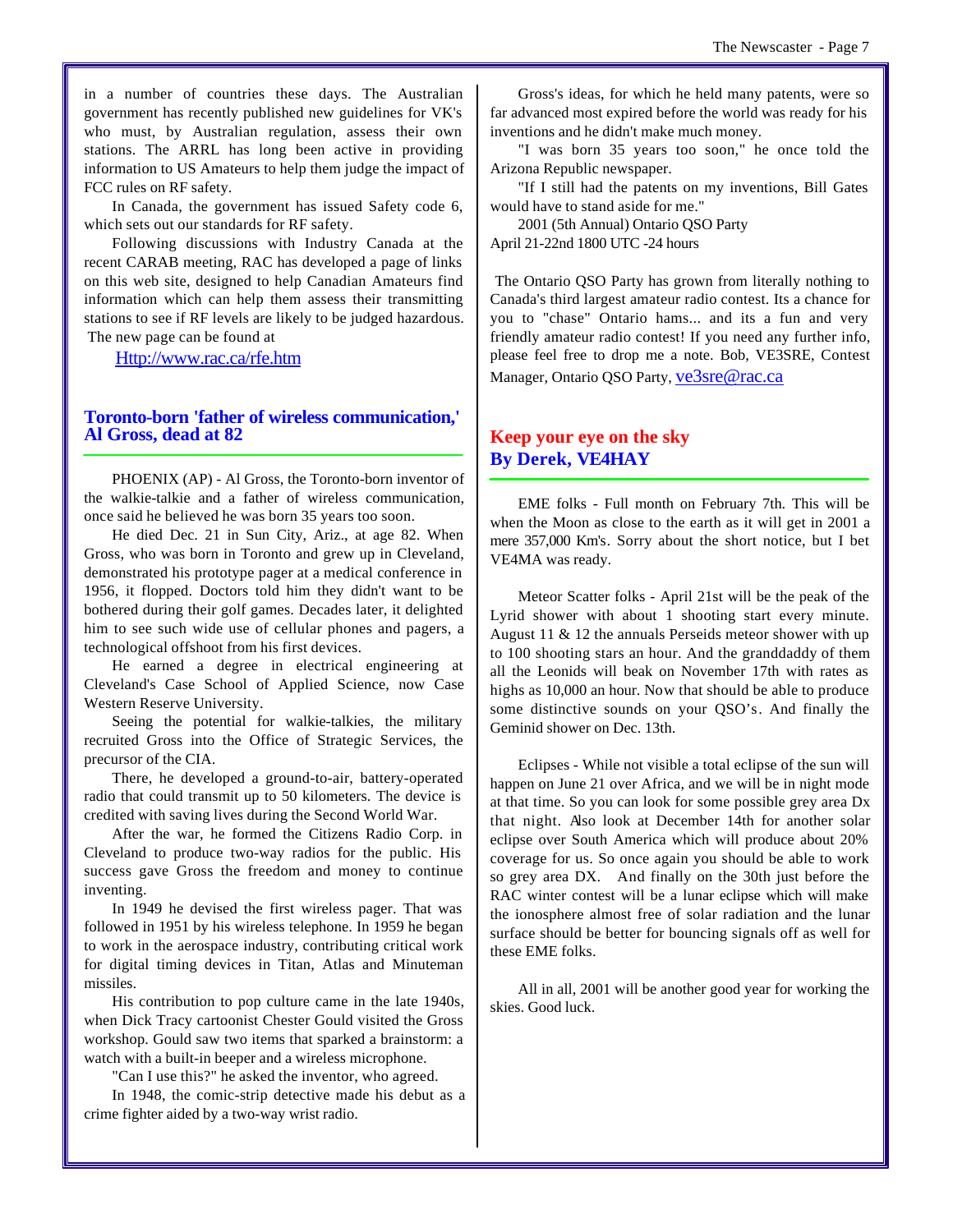in a number of countries these days. The Australian government has recently published new guidelines for VK's who must, by Australian regulation, assess their own stations. The ARRL has long been active in providing information to US Amateurs to help them judge the impact of FCC rules on RF safety.

In Canada, the government has issued Safety code 6, which sets out our standards for RF safety.

Following discussions with Industry Canada at the recent CARAB meeting, RAC has developed a page of links on this web site, designed to help Canadian Amateurs find information which can help them assess their transmitting stations to see if RF levels are likely to be judged hazardous. The new page can be found at

Http://www.rac.ca/rfe.htm

## Toronto-born 'father of wireless communication,' Al Gross, dead at 82

PHOENIX (AP) - Al Gross, the Toronto-born inventor of the walkie-talkie and a father of wireless communication, once said he believed he was born 35 years too soon.

He died Dec. 21 in Sun City, Ariz., at age 82. When Gross, who was born in Toronto and grew up in Cleveland, demonstrated his prototype pager at a medical conference in 1956, it flopped. Doctors told him they didn't want to be bothered during their golf games. Decades later, it delighted him to see such wide use of cellular phones and pagers, a technological offshoot from his first devices.

He earned a degree in electrical engineering at Cleveland's Case School of Applied Science, now Case Western Reserve University.

Seeing the potential for walkie-talkies, the military recruited Gross into the Office of Strategic Services, the precursor of the CIA.

There, he developed a ground-to-air, battery-operated radio that could transmit up to 50 kilometers. The device is credited with saving lives during the Second World War.

After the war, he formed the Citizens Radio Corp. in Cleveland to produce two-way radios for the public. His success gave Gross the freedom and money to continue inventing.

In 1949 he devised the first wireless pager. That was followed in 1951 by his wireless telephone. In 1959 he began to work in the aerospace industry, contributing critical work for digital timing devices in Titan, Atlas and Minuteman missiles.

His contribution to pop culture came in the late 1940s, when Dick Tracy cartoonist Chester Gould visited the Gross workshop. Gould saw two items that sparked a brainstorm: a watch with a built-in beeper and a wireless microphone.

"Can I use this?" he asked the inventor, who agreed.

In 1948, the comic-strip detective made his debut as a crime fighter aided by a two-way wrist radio.

Gross's ideas, for which he held many patents, were so far advanced most expired before the world was ready for his inventions and he didn't make much money.

"I was born 35 years too soon," he once told the Arizona Republic newspaper.

"If I still had the patents on my inventions, Bill Gates would have to stand aside for me."

2001 (5th Annual) Ontario QSO Party
April 21-22nd 1800 UTC -24 hours

The Ontario QSO Party has grown from literally nothing to Canada's third largest amateur radio contest. Its a chance for you to "chase" Ontario hams... and its a fun and very friendly amateur radio contest! If you need any further info, please feel free to drop me a note. Bob, VE3SRE, Contest Manager, Ontario QSO Party, ve3sre@rac.ca

## Keep your eye on the sky
## By Derek, VE4HAY

EME folks - Full month on February 7th. This will be when the Moon as close to the earth as it will get in 2001 a mere 357,000 Km's. Sorry about the short notice, but I bet VE4MA was ready.

Meteor Scatter folks - April 21st will be the peak of the Lyrid shower with about 1 shooting start every minute. August 11 & 12 the annuals Perseids meteor shower with up to 100 shooting stars an hour. And the granddaddy of them all the Leonids will beak on November 17th with rates as highs as 10,000 an hour. Now that should be able to produce some distinctive sounds on your QSO's. And finally the Geminid shower on Dec. 13th.

Eclipses - While not visible a total eclipse of the sun will happen on June 21 over Africa, and we will be in night mode at that time. So you can look for some possible grey area Dx that night. Also look at December 14th for another solar eclipse over South America which will produce about 20% coverage for us. So once again you should be able to work so grey area DX. And finally on the 30th just before the RAC winter contest will be a lunar eclipse which will make the ionosphere almost free of solar radiation and the lunar surface should be better for bouncing signals off as well for these EME folks.

All in all, 2001 will be another good year for working the skies. Good luck.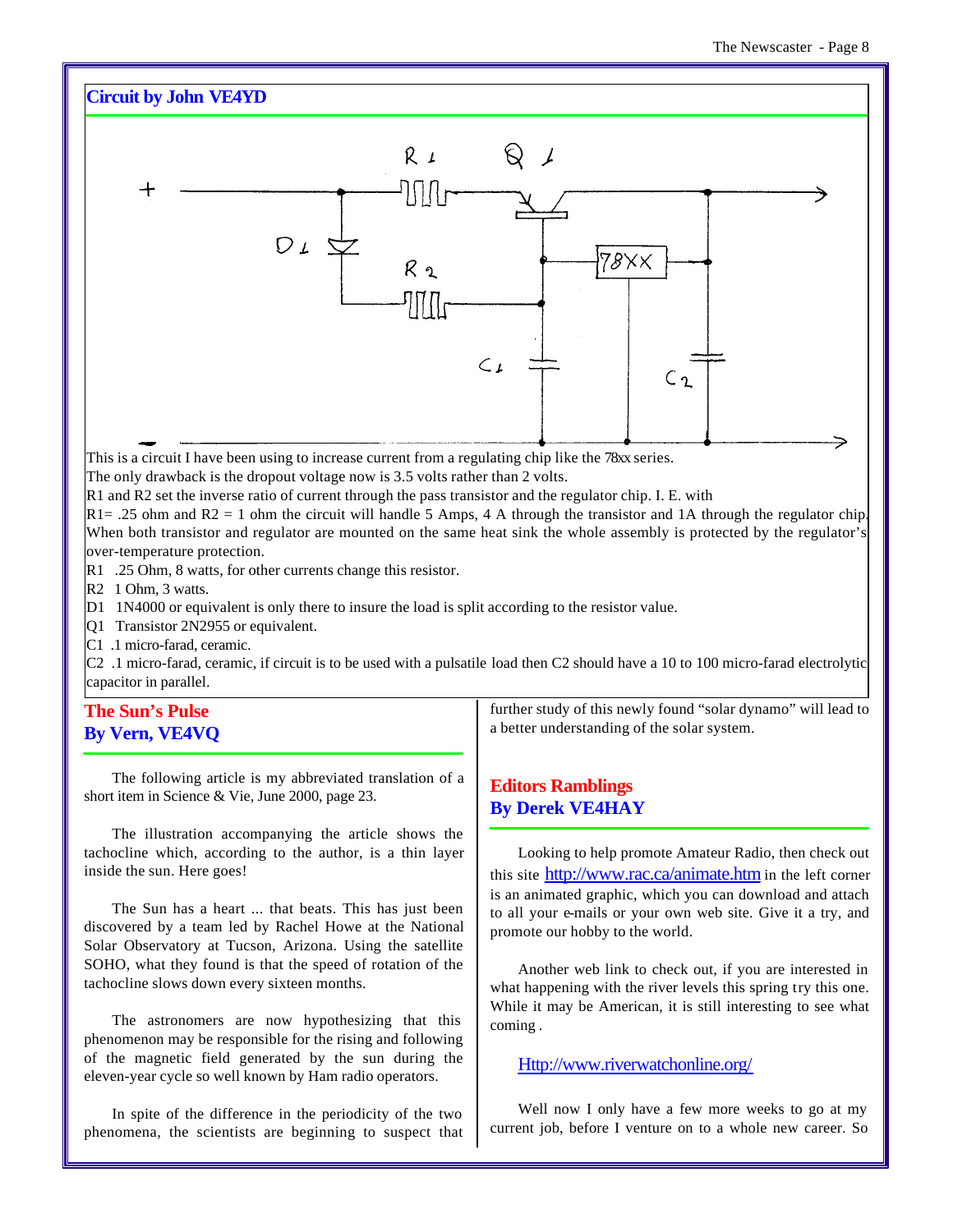## Circuit by John VE4YD

This is a circuit I have been using to increase current from a regulating chip like the 78xx series.

The only drawback is the dropout voltage now is 3.5 volts rather than 2 volts.

R1 and R2 set the inverse ratio of current through the pass transistor and the regulator chip. I. E. with R1= .25 ohm and R2 = 1 ohm the circuit will handle 5 Amps, 4 A through the transistor and 1A through the regulator chip. When both transistor and regulator are mounted on the same heat sink the whole assembly is protected by the regulator's over-temperature protection.

R1 .25 Ohm, 8 watts, for other currents change this resistor.

R2 1 Ohm, 3 watts.

D1 1N4000 or equivalent is only there to insure the load is split according to the resistor value.

Q1 Transistor 2N2955 or equivalent.

C1 .1 micro-farad, ceramic.

C2 .1 micro-farad, ceramic, if circuit is to be used with a pulsatile load then C2 should have a 10 to 100 micro-farad electrolytic capacitor in parallel.

## The Sun's Pulse
## By Vern, VE4VQ

The following article is my abbreviated translation of a short item in Science & Vie, June 2000, page 23.

The illustration accompanying the article shows the tachocline which, according to the author, is a thin layer inside the sun. Here goes!

The Sun has a heart ... that beats. This has just been discovered by a team led by Rachel Howe at the National Solar Observatory at Tucson, Arizona. Using the satellite SOHO, what they found is that the speed of rotation of the tachocline slows down every sixteen months.

The astronomers are now hypothesizing that this phenomenon may be responsible for the rising and following of the magnetic field generated by the sun during the eleven-year cycle so well known by Ham radio operators.

In spite of the difference in the periodicity of the two phenomena, the scientists are beginning to suspect that further study of this newly found "solar dynamo" will lead to a better understanding of the solar system.

## Editors Ramblings
## By Derek VE4HAY

Looking to help promote Amateur Radio, then check out this site http://www.rac.ca/animate.htm in the left corner is an animated graphic, which you can download and attach to all your e-mails or your own web site. Give it a try, and promote our hobby to the world.

Another web link to check out, if you are interested in what happening with the river levels this spring try this one. While it may be American, it is still interesting to see what coming .

Http://www.riverwatchonline.org/

Well now I only have a few more weeks to go at my current job, before I venture on to a whole new career. So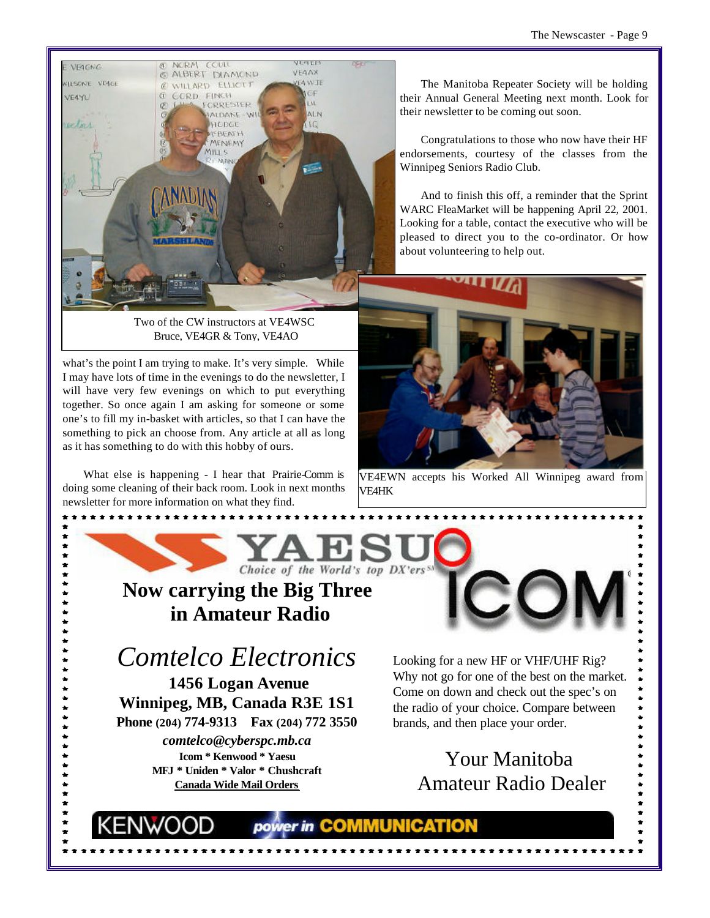Two of the CW instructors at VE4WSC
Bruce, VE4GR & Tony, VE4AO

The Manitoba Repeater Society will be holding their Annual General Meeting next month. Look for their newsletter to be coming out soon.

Congratulations to those who now have their HF endorsements, courtesy of the classes from the Winnipeg Seniors Radio Club.

And to finish this off, a reminder that the Sprint WARC FleaMarket will be happening April 22, 2001. Looking for a table, contact the executive who will be pleased to direct you to the co-ordinator. Or how about volunteering to help out.

what's the point I am trying to make. It's very simple. While I may have lots of time in the evenings to do the newsletter, I will have very few evenings on which to put everything together. So once again I am asking for someone or some one's to fill my in-basket with articles, so that I can have the something to pick an choose from. Any article at all as long as it has something to do with this hobby of ours.

What else is happening - I hear that Prairie-Comm is doing some cleaning of their back room. Look in next months newsletter for more information on what they find.

VE4EWN accepts his Worked All Winnipeg award from VE4HK

---

YAESU
*Choice of the World's top DX'ers*

ICOM

**Now carrying the Big Three in Amateur Radio**

# *Comtelco Electronics*

**1456 Logan Avenue**
**Winnipeg, MB, Canada R3E 1S1**
**Phone (204) 774-9313 Fax (204) 772 3550**
***comtelco@cyberspc.mb.ca***
**Icom * Kenwood * Yaesu**
**MFJ * Uniden * Valor * Chushcraft**
**Canada Wide Mail Orders**

Looking for a new HF or VHF/UHF Rig? Why not go for one of the best on the market. Come on down and check out the spec's on the radio of your choice. Compare between brands, and then place your order.

Your Manitoba Amateur Radio Dealer

KENWOOD power in COMMUNICATION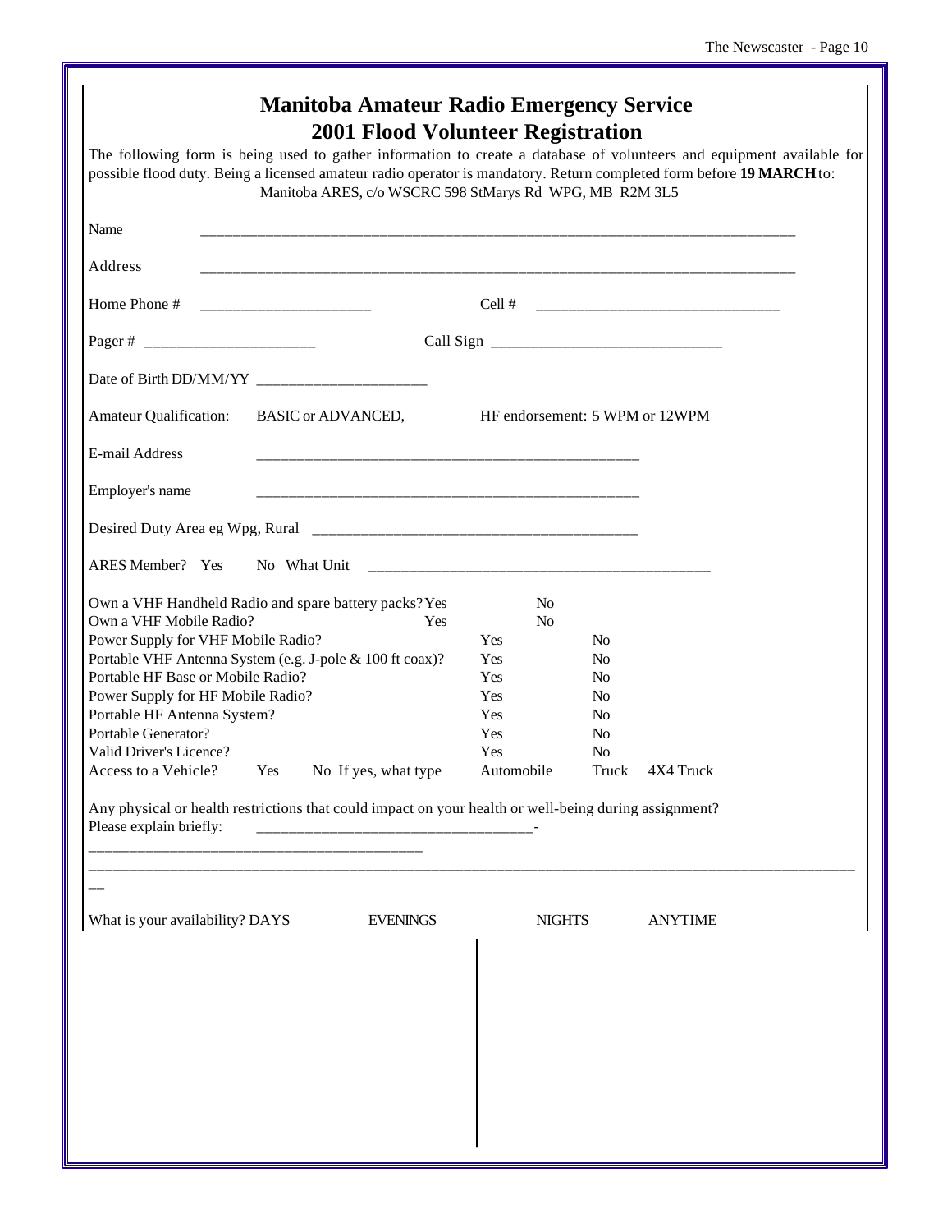# Manitoba Amateur Radio Emergency Service
## 2001 Flood Volunteer Registration

The following form is being used to gather information to create a database of volunteers and equipment available for possible flood duty. Being a licensed amateur radio operator is mandatory. Return completed form before **19 MARCH** to:

Manitoba ARES, c/o WSCRC 598 StMarys Rd WPG, MB R2M 3L5

Name ____________________________________________________________________________

Address ____________________________________________________________________________

Home Phone # ______________________ Cell # ______________________________

Pager # ______________________ Call Sign ______________________________

Date of Birth DD/MM/YY ______________________

Amateur Qualification: BASIC or ADVANCED, HF endorsement: 5 WPM or 12WPM

E-mail Address ____________________________________________________

Employer's name ____________________________________________________

Desired Duty Area eg Wpg, Rural ____________________________________________

ARES Member? Yes No What Unit ____________________________________________

Own a VHF Handheld Radio and spare battery packs? Yes No

Own a VHF Mobile Radio? Yes No

Power Supply for VHF Mobile Radio? Yes No

Portable VHF Antenna System (e.g. J-pole & 100 ft coax)? Yes No

Portable HF Base or Mobile Radio? Yes No

Power Supply for HF Mobile Radio? Yes No

Portable HF Antenna System? Yes No

Portable Generator? Yes No

Valid Driver's Licence? Yes No

Access to a Vehicle? Yes No If yes, what type Automobile Truck 4X4 Truck

Any physical or health restrictions that could impact on your health or well-being during assignment?

Please explain briefly: ___________________________________-

___________________________________________

____________________________________________________________________________________________

__

What is your availability? DAYS EVENINGS NIGHTS ANYTIME